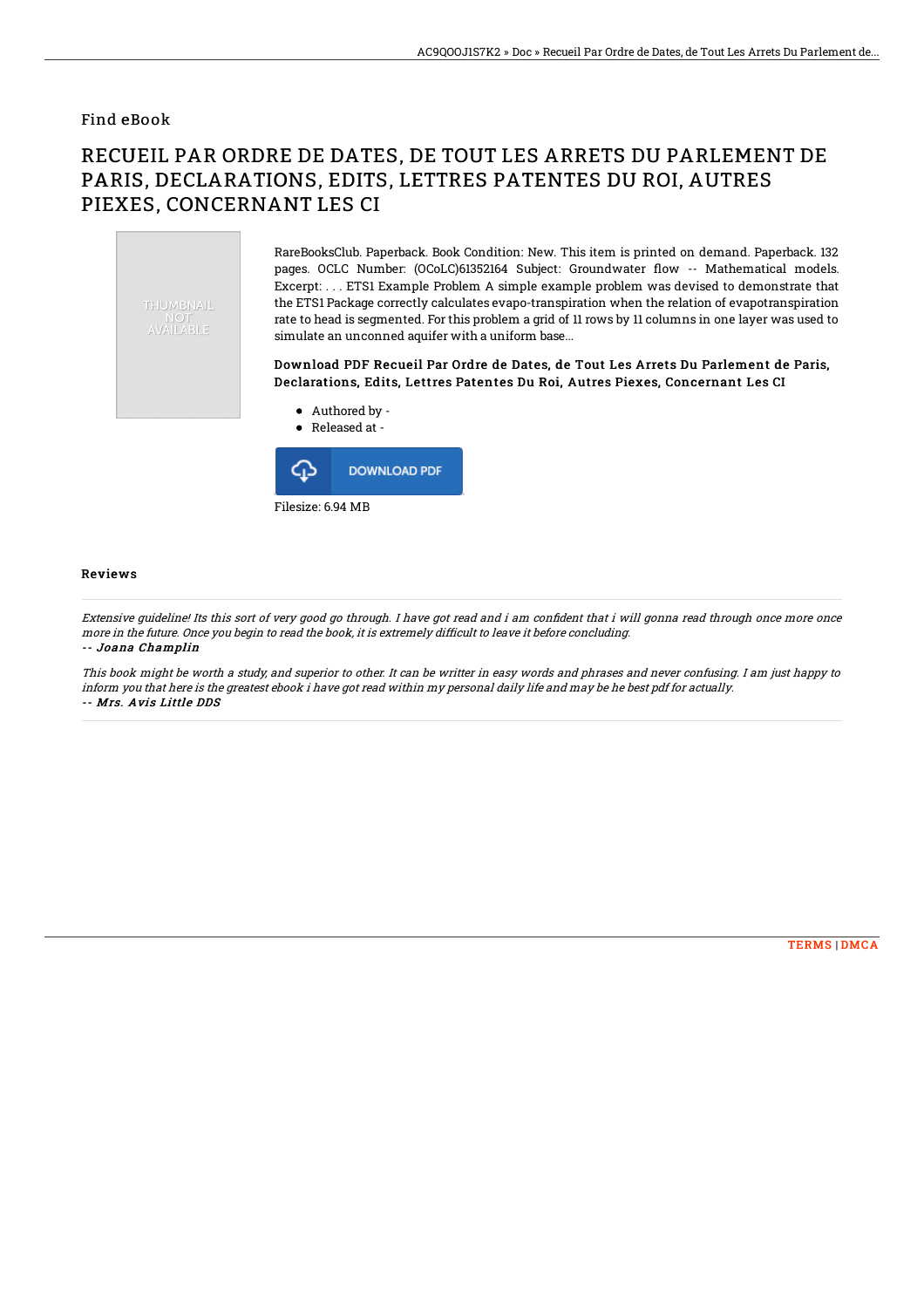Find eBook

# RECUEIL PAR ORDRE DE DATES, DE TOUT LES ARRETS DU PARLEMENT DE PARIS, DECLARATIONS, EDITS, LETTRES PATENTES DU ROI, AUTRES PIEXES, CONCERNANT LES CI

THUMBNAIL NOT AVAILABLE

RareBooksClub. Paperback. Book Condition: New. This item is printed on demand. Paperback. 132 pages. OCLC Number: (OCoLC)61352164 Subject: Groundwater flow -- Mathematical models. Excerpt: . . . ETS1 Example Problem A simple example problem was devised to demonstrate that the ETS1 Package correctly calculates evapo-transpiration when the relation of evapotranspiration rate to head is segmented. For this problem a grid of 11 rows by 11 columns in one layer was used to simulate an unconned aquifer with a uniform base...

### Download PDF Recueil Par Ordre de Dates, de Tout Les Arrets Du Parlement de Paris, Declarations, Edits, Lettres Patentes Du Roi, Autres Piexes, Concernant Les CI

- Authored by -
- Released at -

DOWNLOAD PDF

Filesize: 6.94 MB

## Reviews

*Extensive guideline! Its this sort of very good go through. I have got read and i am confident that i will gonna read through once more once more in the future. Once you begin to read the book, it is extremely difficult to leave it before concluding.*

*-- Joana Champlin*

*This book might be worth a study, and superior to other. It can be writter in easy words and phrases and never confusing. I am just happy to inform you that here is the greatest ebook i have got read within my personal daily life and may be he best pdf for actually.*

*-- Mrs. Avis Little DDS*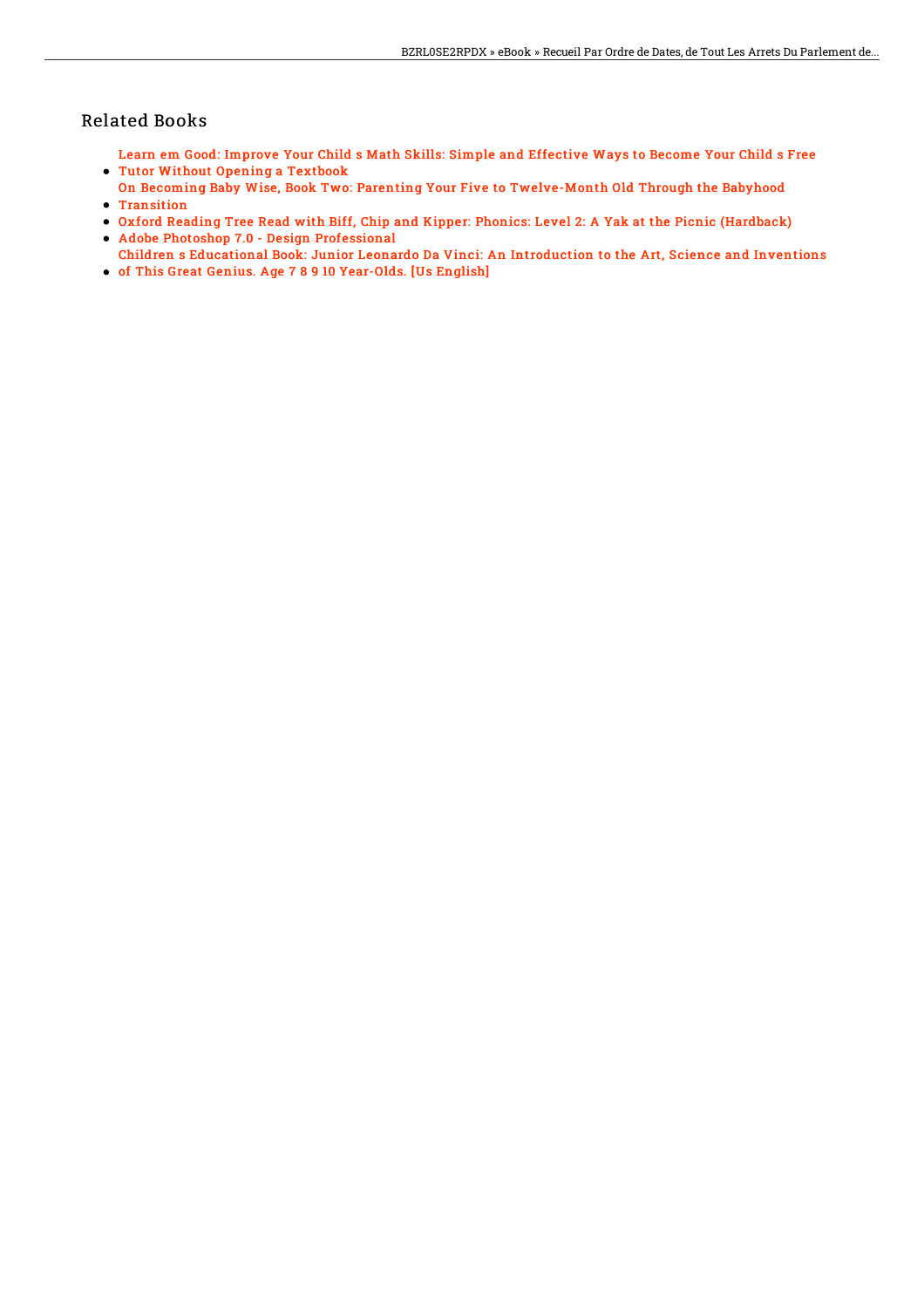## Related Books

- Learn em Good: Improve Your Child s Math Skills: Simple and Effective Ways to Become Your Child s Free Tutor Without Opening a Textbook
- On Becoming Baby Wise, Book Two: Parenting Your Five to Twelve-Month Old Through the Babyhood Transition
- Oxford Reading Tree Read with Biff, Chip and Kipper: Phonics: Level 2: A Yak at the Picnic (Hardback)
- Adobe Photoshop 7.0 - Design Professional
- Children s Educational Book: Junior Leonardo Da Vinci: An Introduction to the Art, Science and Inventions of This Great Genius. Age 7 8 9 10 Year-Olds. [Us English]